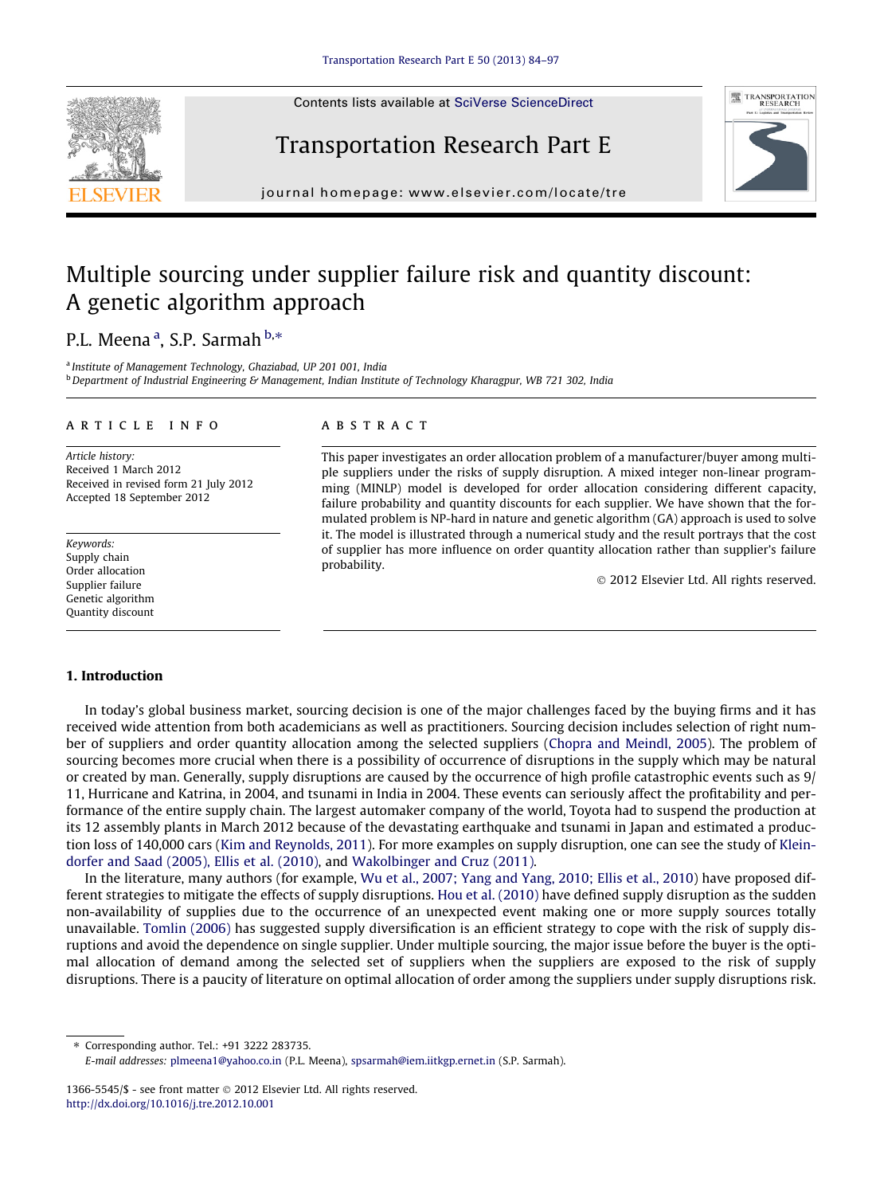# Multiple sourcing under supplier failure risk and quantity discount: A genetic algorithm approach

P.L. Meena [a], S.P. Sarmah [b,*]

[a] Institute of Management Technology, Ghaziabad, UP 201 001, India
[b] Department of Industrial Engineering & Management, Indian Institute of Technology Kharagpur, WB 721 302, India

**ARTICLE INFO**

*Article history:*
Received 1 March 2012
Received in revised form 21 July 2012
Accepted 18 September 2012

*Keywords:*
Supply chain
Order allocation
Supplier failure
Genetic algorithm
Quantity discount

**ABSTRACT**

This paper investigates an order allocation problem of a manufacturer/buyer among multiple suppliers under the risks of supply disruption. A mixed integer non-linear programming (MINLP) model is developed for order allocation considering different capacity, failure probability and quantity discounts for each supplier. We have shown that the formulated problem is NP-hard in nature and genetic algorithm (GA) approach is used to solve it. The model is illustrated through a numerical study and the result portrays that the cost of supplier has more influence on order quantity allocation rather than supplier's failure probability.

© 2012 Elsevier Ltd. All rights reserved.

## 1. Introduction

In today's global business market, sourcing decision is one of the major challenges faced by the buying firms and it has received wide attention from both academicians as well as practitioners. Sourcing decision includes selection of right number of suppliers and order quantity allocation among the selected suppliers (Chopra and Meindl, 2005). The problem of sourcing becomes more crucial when there is a possibility of occurrence of disruptions in the supply which may be natural or created by man. Generally, supply disruptions are caused by the occurrence of high profile catastrophic events such as 9/11, Hurricane and Katrina, in 2004, and tsunami in India in 2004. These events can seriously affect the profitability and performance of the entire supply chain. The largest automaker company of the world, Toyota had to suspend the production at its 12 assembly plants in March 2012 because of the devastating earthquake and tsunami in Japan and estimated a production loss of 140,000 cars (Kim and Reynolds, 2011). For more examples on supply disruption, one can see the study of Kleindorfer and Saad (2005), Ellis et al. (2010), and Wakolbinger and Cruz (2011).

In the literature, many authors (for example, Wu et al., 2007; Yang and Yang, 2010; Ellis et al., 2010) have proposed different strategies to mitigate the effects of supply disruptions. Hou et al. (2010) have defined supply disruption as the sudden non-availability of supplies due to the occurrence of an unexpected event making one or more supply sources totally unavailable. Tomlin (2006) has suggested supply diversification is an efficient strategy to cope with the risk of supply disruptions and avoid the dependence on single supplier. Under multiple sourcing, the major issue before the buyer is the optimal allocation of demand among the selected set of suppliers when the suppliers are exposed to the risk of supply disruptions. There is a paucity of literature on optimal allocation of order among the suppliers under supply disruptions risk.

* Corresponding author. Tel.: +91 3222 283735.
*E-mail addresses:* plmeena1@yahoo.co.in (P.L. Meena), spsarmah@iem.iitkgp.ernet.in (S.P. Sarmah).

1366-5545/$ - see front matter © 2012 Elsevier Ltd. All rights reserved.
http://dx.doi.org/10.1016/j.tre.2012.10.001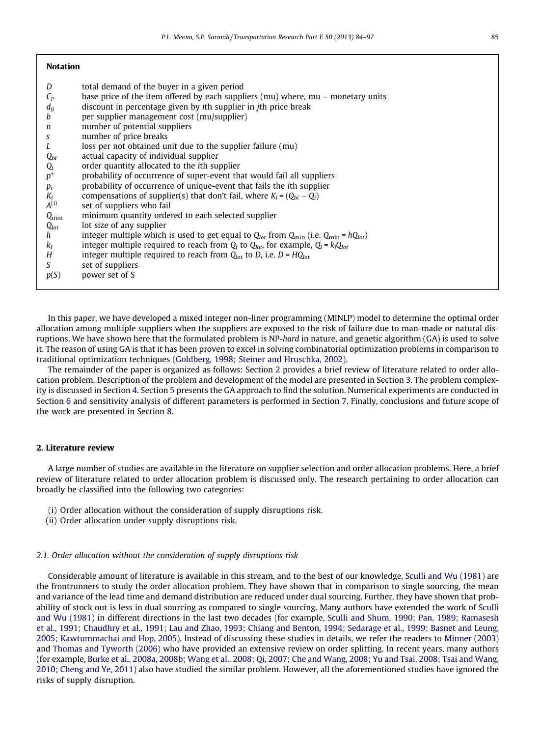## Notation

| | |
|---|---|
| $D$ | total demand of the buyer in a given period |
| $C_P$ | base price of the item offered by each suppliers (mu) where, mu – monetary units |
| $d_{ij}$ | discount in percentage given by $i$th supplier in $j$th price break |
| $b$ | per supplier management cost (mu/supplier) |
| $n$ | number of potential suppliers |
| $s$ | number of price breaks |
| $L$ | loss per not obtained unit due to the supplier failure (mu) |
| $Q_{bi}$ | actual capacity of individual supplier |
| $Q_i$ | order quantity allocated to the $i$th supplier |
| $p^*$ | probability of occurrence of super-event that would fail all suppliers |
| $p_i$ | probability of occurrence of unique-event that fails the $i$th supplier |
| $K_i$ | compensations of supplier(s) that don't fail, where $K_i = (Q_{bi} - Q_i)$ |
| $A^{(i)}$ | set of suppliers who fail |
| $Q_{\min}$ | minimum quantity ordered to each selected supplier |
| $Q_{lot}$ | lot size of any supplier |
| $h$ | integer multiple which is used to get equal to $Q_{lot}$ from $Q_{\min}$ (i.e. $Q_{\min} = hQ_{lot}$) |
| $k_i$ | integer multiple required to reach from $Q_i$ to $Q_{lot}$, for example, $Q_i = k_iQ_{lot}$ |
| $H$ | integer multiple required to reach from $Q_{lot}$ to $D$, i.e. $D = HQ_{lot}$ |
| $S$ | set of suppliers |
| $p(S)$ | power set of S |

In this paper, we have developed a mixed integer non-liner programming (MINLP) model to determine the optimal order allocation among multiple suppliers when the suppliers are exposed to the risk of failure due to man-made or natural disruptions. We have shown here that the formulated problem is NP-*hard* in nature, and genetic algorithm (GA) is used to solve it. The reason of using GA is that it has been proven to excel in solving combinatorial optimization problems in comparison to traditional optimization techniques (Goldberg, 1998; Steiner and Hruschka, 2002).

The remainder of the paper is organized as follows: Section 2 provides a brief review of literature related to order allocation problem. Description of the problem and development of the model are presented in Section 3. The problem complexity is discussed in Section 4. Section 5 presents the GA approach to find the solution. Numerical experiments are conducted in Section 6 and sensitivity analysis of different parameters is performed in Section 7. Finally, conclusions and future scope of the work are presented in Section 8.

## 2. Literature review

A large number of studies are available in the literature on supplier selection and order allocation problems. Here, a brief review of literature related to order allocation problem is discussed only. The research pertaining to order allocation can broadly be classified into the following two categories:

(i) Order allocation without the consideration of supply disruptions risk.
(ii) Order allocation under supply disruptions risk.

### 2.1. Order allocation without the consideration of supply disruptions risk

Considerable amount of literature is available in this stream, and to the best of our knowledge, Sculli and Wu (1981) are the frontrunners to study the order allocation problem. They have shown that in comparison to single sourcing, the mean and variance of the lead time and demand distribution are reduced under dual sourcing. Further, they have shown that probability of stock out is less in dual sourcing as compared to single sourcing. Many authors have extended the work of Sculli and Wu (1981) in different directions in the last two decades (for example, Sculli and Shum, 1990; Pan, 1989; Ramasesh et al., 1991; Chaudhry et al., 1991; Lau and Zhao, 1993; Chiang and Benton, 1994; Sedarage et al., 1999; Basnet and Leung, 2005; Kawtummachai and Hop, 2005). Instead of discussing these studies in details, we refer the readers to Minner (2003) and Thomas and Tyworth (2006) who have provided an extensive review on order splitting. In recent years, many authors (for example, Burke et al., 2008a, 2008b; Wang et al., 2008; Qi, 2007; Che and Wang, 2008; Yu and Tsai, 2008; Tsai and Wang, 2010; Cheng and Ye, 2011) also have studied the similar problem. However, all the aforementioned studies have ignored the risks of supply disruption.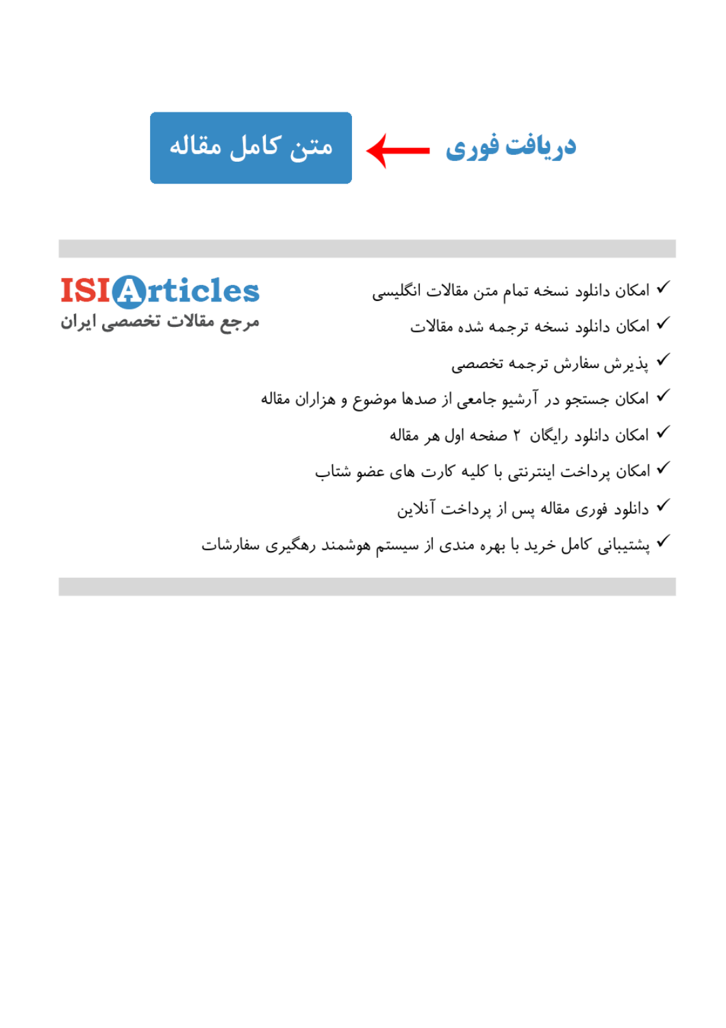دریافت فوری ← **متن کامل مقاله**

**ISIArticles**
مرجع مقالات تخصصی ایران

- ✓ امکان دانلود نسخه تمام متن مقالات انگلیسی
- ✓ امکان دانلود نسخه ترجمه شده مقالات
- ✓ پذیرش سفارش ترجمه تخصصی
- ✓ امکان جستجو در آرشیو جامعی از صدها موضوع و هزاران مقاله
- ✓ امکان دانلود رایگان ۲ صفحه اول هر مقاله
- ✓ امکان پرداخت اینترنتی با کلیه کارت های عضو شتاب
- ✓ دانلود فوری مقاله پس از پرداخت آنلاین
- ✓ پشتیبانی کامل خرید با بهره مندی از سیستم هوشمند رهگیری سفارشات